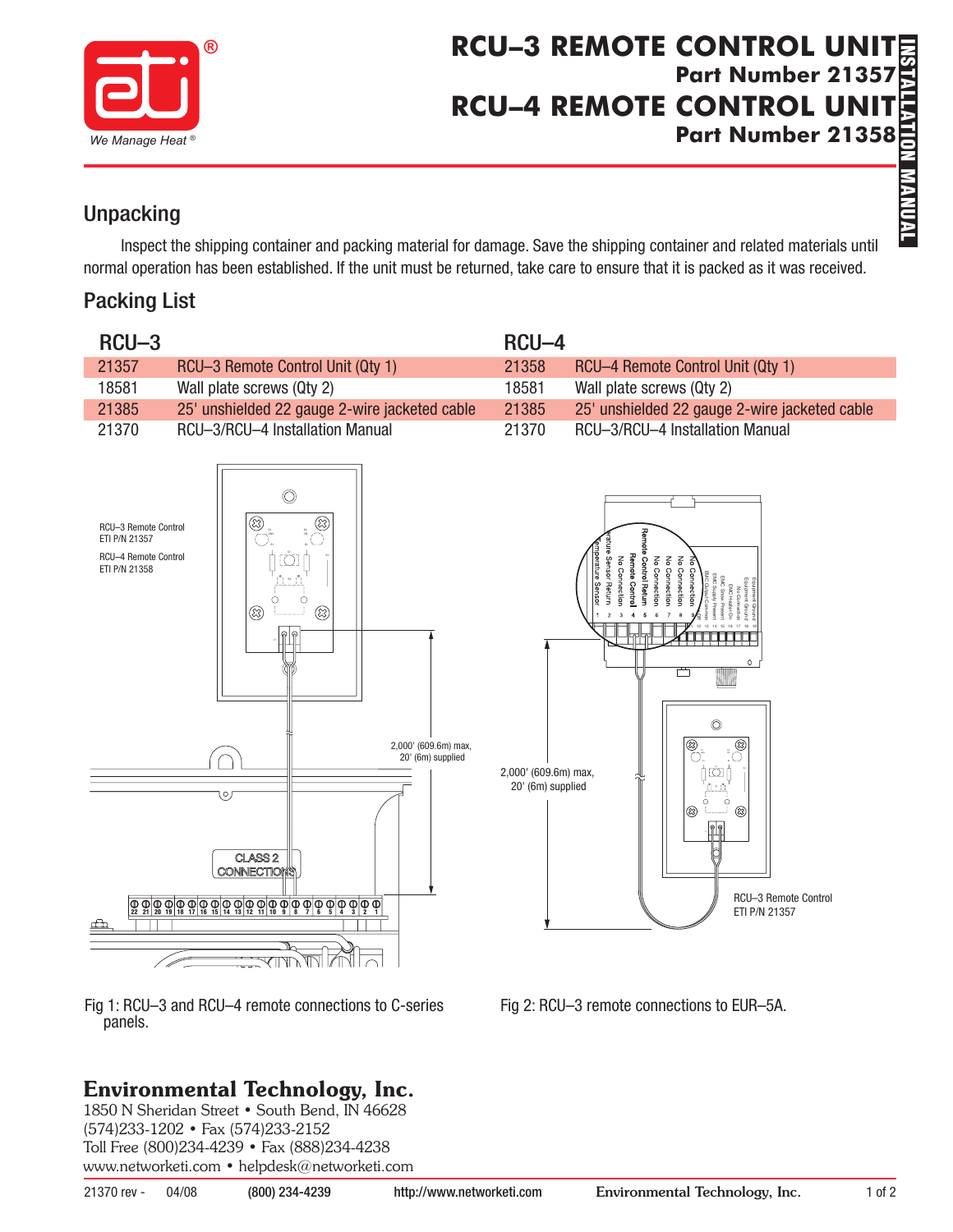# RCU–3 REMOTE CONTROL UNIT
**Part Number 21357**
# RCU–4 REMOTE CONTROL UNIT
**Part Number 21358**

INSTALLATION MANUAL

## Unpacking

Inspect the shipping container and packing material for damage. Save the shipping container and related materials until normal operation has been established. If the unit must be returned, take care to ensure that it is packed as it was received.

## Packing List

| RCU–3 | | RCU–4 | |
|---|---|---|---|
| 21357 | RCU–3 Remote Control Unit (Qty 1) | 21358 | RCU–4 Remote Control Unit (Qty 1) |
| 18581 | Wall plate screws (Qty 2) | 18581 | Wall plate screws (Qty 2) |
| 21385 | 25' unshielded 22 gauge 2-wire jacketed cable | 21385 | 25' unshielded 22 gauge 2-wire jacketed cable |
| 21370 | RCU–3/RCU–4 Installation Manual | 21370 | RCU–3/RCU–4 Installation Manual |

Fig 1: RCU–3 and RCU–4 remote connections to C-series panels.

Fig 2: RCU–3 remote connections to EUR–5A.

**Environmental Technology, Inc.**
1850 N Sheridan Street • South Bend, IN 46628
(574)233-1202 • Fax (574)233-2152
Toll Free (800)234-4239 • Fax (888)234-4238
www.networketi.com • helpdesk@networketi.com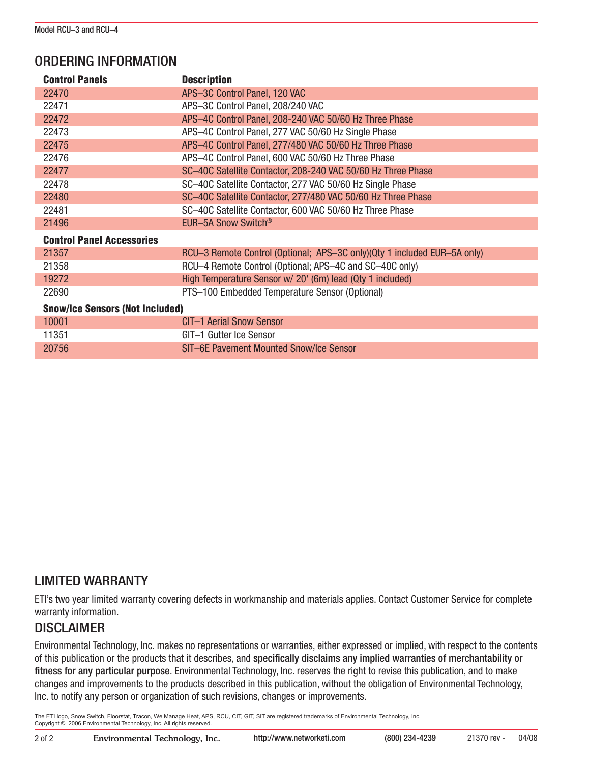## ORDERING INFORMATION

| Control Panels | Description |
|---|---|
| 22470 | APS–3C Control Panel, 120 VAC |
| 22471 | APS–3C Control Panel, 208/240 VAC |
| 22472 | APS–4C Control Panel, 208-240 VAC 50/60 Hz Three Phase |
| 22473 | APS–4C Control Panel, 277 VAC 50/60 Hz Single Phase |
| 22475 | APS–4C Control Panel, 277/480 VAC 50/60 Hz Three Phase |
| 22476 | APS–4C Control Panel, 600 VAC 50/60 Hz Three Phase |
| 22477 | SC–40C Satellite Contactor, 208-240 VAC 50/60 Hz Three Phase |
| 22478 | SC–40C Satellite Contactor, 277 VAC 50/60 Hz Single Phase |
| 22480 | SC–40C Satellite Contactor, 277/480 VAC 50/60 Hz Three Phase |
| 22481 | SC–40C Satellite Contactor, 600 VAC 50/60 Hz Three Phase |
| 21496 | EUR–5A Snow Switch® |
| **Control Panel Accessories** | |
| 21357 | RCU–3 Remote Control (Optional; APS–3C only)(Qty 1 included EUR–5A only) |
| 21358 | RCU–4 Remote Control (Optional; APS–4C and SC–40C only) |
| 19272 | High Temperature Sensor w/ 20' (6m) lead (Qty 1 included) |
| 22690 | PTS–100 Embedded Temperature Sensor (Optional) |
| **Snow/Ice Sensors (Not Included)** | |
| 10001 | CIT–1 Aerial Snow Sensor |
| 11351 | GIT–1 Gutter Ice Sensor |
| 20756 | SIT–6E Pavement Mounted Snow/Ice Sensor |

## LIMITED WARRANTY

ETI's two year limited warranty covering defects in workmanship and materials applies. Contact Customer Service for complete warranty information.

## DISCLAIMER

Environmental Technology, Inc. makes no representations or warranties, either expressed or implied, with respect to the contents of this publication or the products that it describes, and specifically disclaims any implied warranties of merchantability or fitness for any particular purpose. Environmental Technology, Inc. reserves the right to revise this publication, and to make changes and improvements to the products described in this publication, without the obligation of Environmental Technology, Inc. to notify any person or organization of such revisions, changes or improvements.

The ETI logo, Snow Switch, Floorstat, Tracon, We Manage Heat, APS, RCU, CIT, GIT, SIT are registered trademarks of Environmental Technology, Inc.
Copyright © 2006 Environmental Technology, Inc. All rights reserved.

Environmental Technology, Inc. http://www.networketi.com (800) 234-4239 21370 rev - 04/08